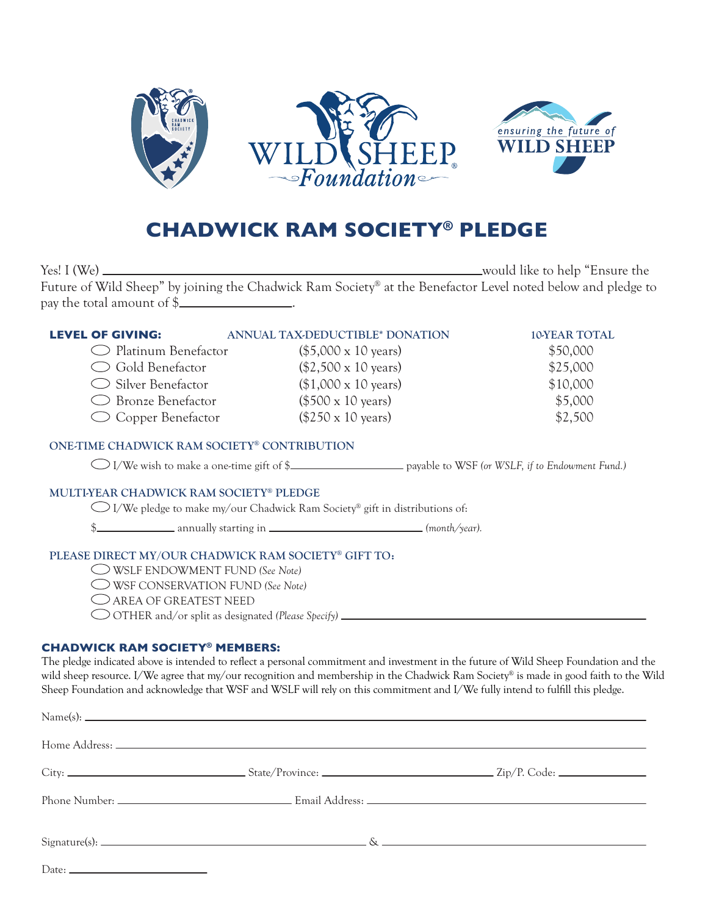# CHADWICK RAM SOCIETY® PLEDGE

Yes! I (We) ______________________________ would like to help "Ensure the Future of Wild Sheep" by joining the Chadwick Ram Society® at the Benefactor Level noted below and pledge to pay the total amount of $______________.

| LEVEL OF GIVING: | ANNUAL TAX-DEDUCTIBLE* DONATION | 10-YEAR TOTAL |
|---|---|---|
| ◯ Platinum Benefactor | ($5,000 x 10 years) | $50,000 |
| ◯ Gold Benefactor | ($2,500 x 10 years) | $25,000 |
| ◯ Silver Benefactor | ($1,000 x 10 years) | $10,000 |
| ◯ Bronze Benefactor | ($500 x 10 years) | $5,000 |
| ◯ Copper Benefactor | ($250 x 10 years) | $2,500 |

### ONE-TIME CHADWICK RAM SOCIETY® CONTRIBUTION

◯ I/We wish to make a one-time gift of $______________ payable to WSF *(or WSLF, if to Endowment Fund.)*

### MULTI-YEAR CHADWICK RAM SOCIETY® PLEDGE

◯ I/We pledge to make my/our Chadwick Ram Society® gift in distributions of:

$__________ annually starting in ____________________ *(month/year).*

### PLEASE DIRECT MY/OUR CHADWICK RAM SOCIETY® GIFT TO:

◯ WSLF ENDOWMENT FUND *(See Note)*
◯ WSF CONSERVATION FUND *(See Note)*
◯ AREA OF GREATEST NEED
◯ OTHER and/or split as designated *(Please Specify)* ______________________________

### CHADWICK RAM SOCIETY® MEMBERS:

The pledge indicated above is intended to reflect a personal commitment and investment in the future of Wild Sheep Foundation and the wild sheep resource. I/We agree that my/our recognition and membership in the Chadwick Ram Society® is made in good faith to the Wild Sheep Foundation and acknowledge that WSF and WSLF will rely on this commitment and I/We fully intend to fulfill this pledge.

Name(s): ______________________________

Home Address: ______________________________

City: ____________________ State/Province: ____________________ Zip/P. Code: ______________

Phone Number: ____________________ Email Address: ______________________________

Signature(s): ______________________________ & ______________________________

Date: ____________________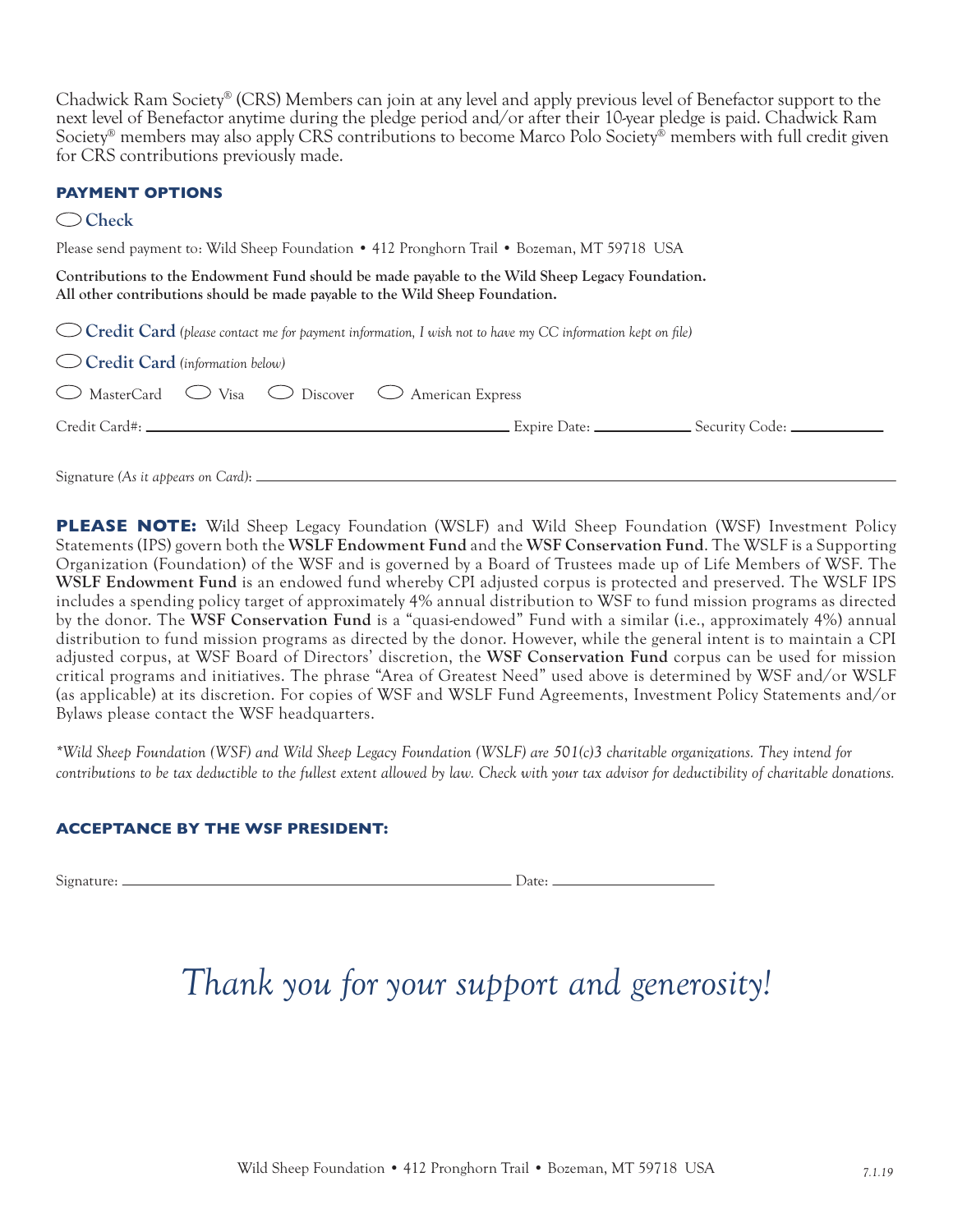Chadwick Ram Society® (CRS) Members can join at any level and apply previous level of Benefactor support to the next level of Benefactor anytime during the pledge period and/or after their 10-year pledge is paid. Chadwick Ram Society® members may also apply CRS contributions to become Marco Polo Society® members with full credit given for CRS contributions previously made.

## PAYMENT OPTIONS

◯ **Check**

Please send payment to: Wild Sheep Foundation • 412 Pronghorn Trail • Bozeman, MT 59718 USA

**Contributions to the Endowment Fund should be made payable to the Wild Sheep Legacy Foundation.**
**All other contributions should be made payable to the Wild Sheep Foundation.**

◯ **Credit Card** *(please contact me for payment information, I wish not to have my CC information kept on file)*

◯ **Credit Card** *(information below)*

◯ MasterCard ◯ Visa ◯ Discover ◯ American Express

Credit Card#: ______________________ Expire Date: __________ Security Code: __________

Signature *(As it appears on Card)*: ______________________________

**PLEASE NOTE:** Wild Sheep Legacy Foundation (WSLF) and Wild Sheep Foundation (WSF) Investment Policy Statements (IPS) govern both the **WSLF Endowment Fund** and the **WSF Conservation Fund**. The WSLF is a Supporting Organization (Foundation) of the WSF and is governed by a Board of Trustees made up of Life Members of WSF. The **WSLF Endowment Fund** is an endowed fund whereby CPI adjusted corpus is protected and preserved. The WSLF IPS includes a spending policy target of approximately 4% annual distribution to WSF to fund mission programs as directed by the donor. The **WSF Conservation Fund** is a "quasi-endowed" Fund with a similar (i.e., approximately 4%) annual distribution to fund mission programs as directed by the donor. However, while the general intent is to maintain a CPI adjusted corpus, at WSF Board of Directors' discretion, the **WSF Conservation Fund** corpus can be used for mission critical programs and initiatives. The phrase "Area of Greatest Need" used above is determined by WSF and/or WSLF (as applicable) at its discretion. For copies of WSF and WSLF Fund Agreements, Investment Policy Statements and/or Bylaws please contact the WSF headquarters.

**Wild Sheep Foundation (WSF) and Wild Sheep Legacy Foundation (WSLF) are 501(c)3 charitable organizations. They intend for contributions to be tax deductible to the fullest extent allowed by law. Check with your tax advisor for deductibility of charitable donations.*

## ACCEPTANCE BY THE WSF PRESIDENT:

Signature: ______________________________ Date: ______________

*Thank you for your support and generosity!*

Wild Sheep Foundation • 412 Pronghorn Trail • Bozeman, MT 59718 USA

*7.1.19*